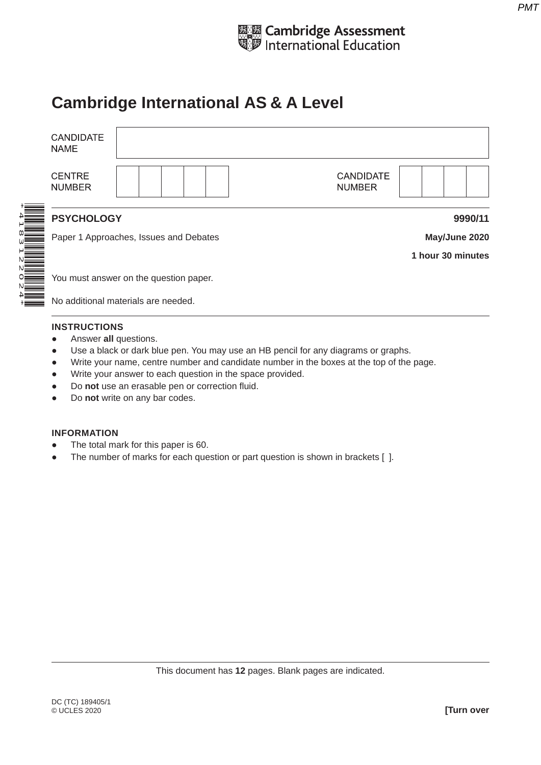Cambridge Assessment International Education

# Cambridge International AS & A Level

| CANDIDATE NAME | |
|---|---|
| CENTRE NUMBER | CANDIDATE NUMBER |

**PSYCHOLOGY** **9990/11**

Paper 1 Approaches, Issues and Debates **May/June 2020**

**1 hour 30 minutes**

You must answer on the question paper.

No additional materials are needed.

**INSTRUCTIONS**

- Answer **all** questions.
- Use a black or dark blue pen. You may use an HB pencil for any diagrams or graphs.
- Write your name, centre number and candidate number in the boxes at the top of the page.
- Write your answer to each question in the space provided.
- Do **not** use an erasable pen or correction fluid.
- Do **not** write on any bar codes.

**INFORMATION**

- The total mark for this paper is 60.
- The number of marks for each question or part question is shown in brackets [ ].

This document has **12** pages. Blank pages are indicated.

DC (TC) 189405/1
© UCLES 2020 **[Turn over**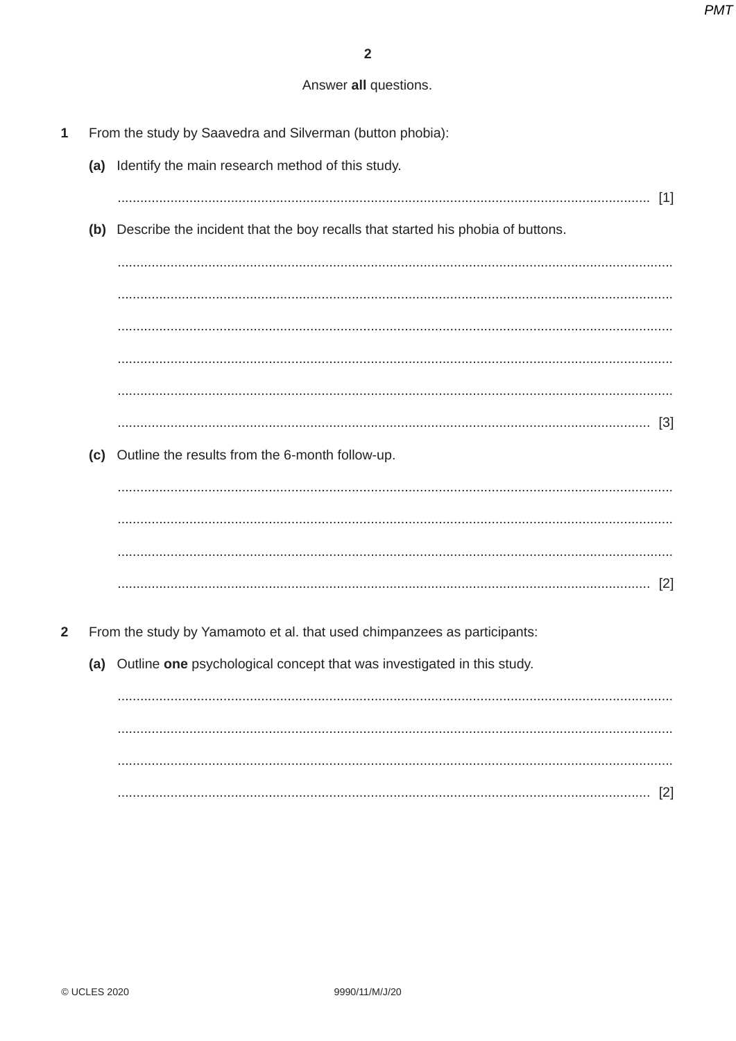Answer **all** questions.

**1** From the study by Saavedra and Silverman (button phobia):

**(a)** Identify the main research method of this study.

.............................................................................................................................................. [1]

**(b)** Describe the incident that the boy recalls that started his phobia of buttons.

..................................................................................................................................................

..................................................................................................................................................

..................................................................................................................................................

..................................................................................................................................................

..................................................................................................................................................

.............................................................................................................................................. [3]

**(c)** Outline the results from the 6-month follow-up.

..................................................................................................................................................

..................................................................................................................................................

..................................................................................................................................................

.............................................................................................................................................. [2]

**2** From the study by Yamamoto et al. that used chimpanzees as participants:

**(a)** Outline **one** psychological concept that was investigated in this study.

..................................................................................................................................................

..................................................................................................................................................

..................................................................................................................................................

.............................................................................................................................................. [2]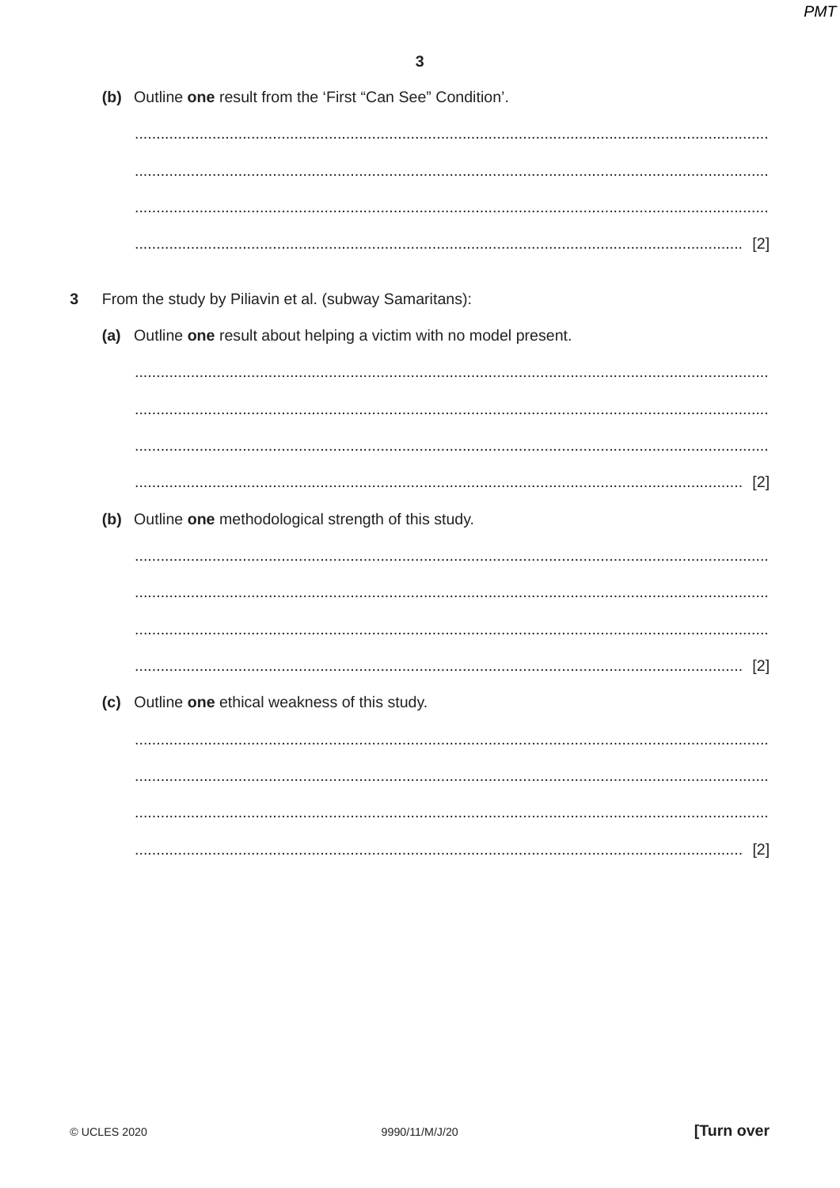(b) Outline **one** result from the 'First "Can See" Condition'.

.......................................................................................................................................................

.......................................................................................................................................................

.......................................................................................................................................................

....................................................................................................................................................... [2]

**3** From the study by Piliavin et al. (subway Samaritans):

(a) Outline **one** result about helping a victim with no model present.

.......................................................................................................................................................

.......................................................................................................................................................

.......................................................................................................................................................

....................................................................................................................................................... [2]

(b) Outline **one** methodological strength of this study.

.......................................................................................................................................................

.......................................................................................................................................................

.......................................................................................................................................................

....................................................................................................................................................... [2]

(c) Outline **one** ethical weakness of this study.

.......................................................................................................................................................

.......................................................................................................................................................

.......................................................................................................................................................

....................................................................................................................................................... [2]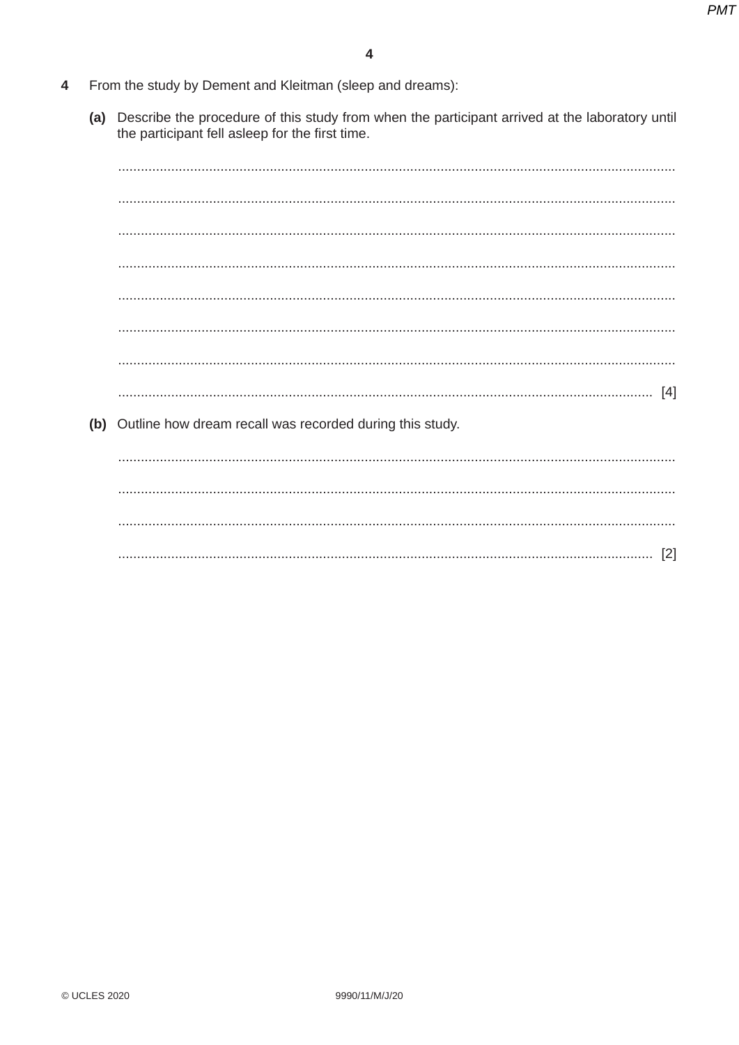**4** From the study by Dement and Kleitman (sleep and dreams):

**(a)** Describe the procedure of this study from when the participant arrived at the laboratory until the participant fell asleep for the first time.

.......................................................................................................................................

.......................................................................................................................................

.......................................................................................................................................

.......................................................................................................................................

.......................................................................................................................................

.......................................................................................................................................

.......................................................................................................................................

....................................................................................................................................... [4]

**(b)** Outline how dream recall was recorded during this study.

.......................................................................................................................................

.......................................................................................................................................

.......................................................................................................................................

....................................................................................................................................... [2]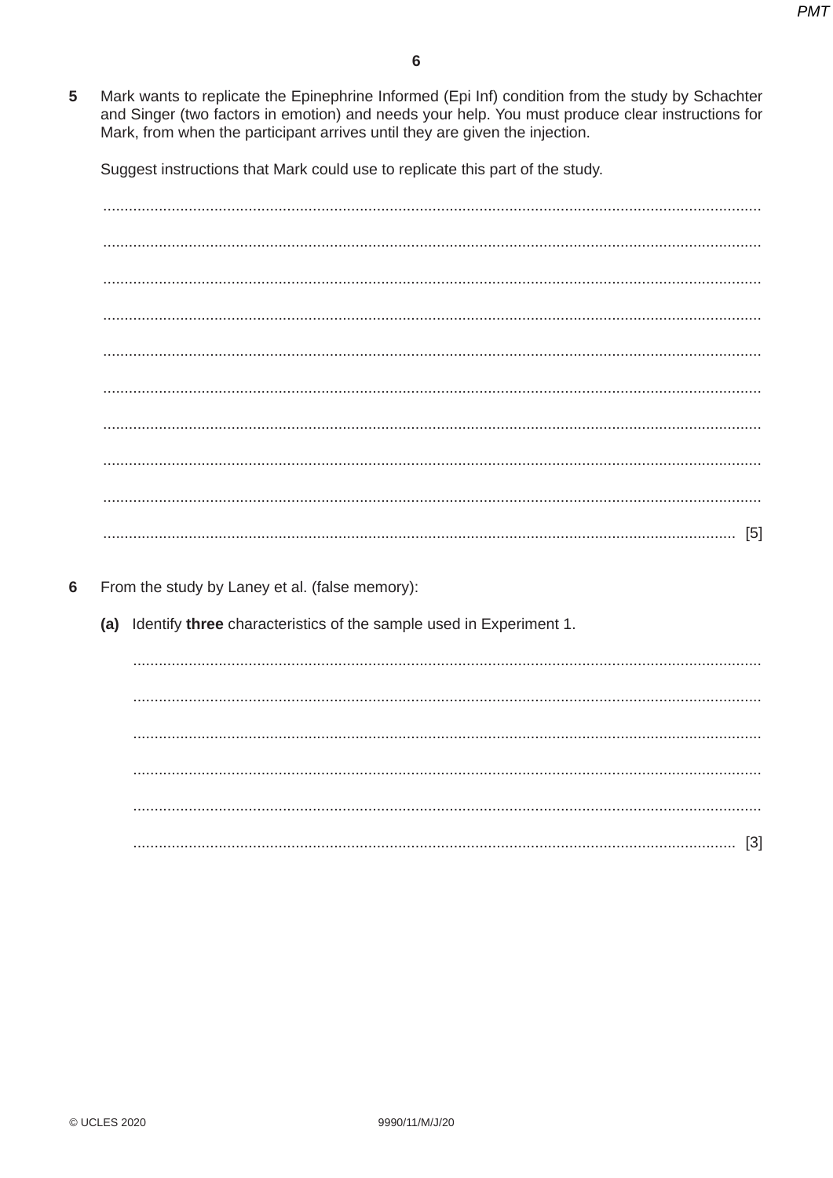**5** Mark wants to replicate the Epinephrine Informed (Epi Inf) condition from the study by Schachter and Singer (two factors in emotion) and needs your help. You must produce clear instructions for Mark, from when the participant arrives until they are given the injection.

Suggest instructions that Mark could use to replicate this part of the study.

.......................................................................................................................................................

.......................................................................................................................................................

.......................................................................................................................................................

.......................................................................................................................................................

.......................................................................................................................................................

.......................................................................................................................................................

.......................................................................................................................................................

.......................................................................................................................................................

.......................................................................................................................................................

................................................................................................................................................. [5]

**6** From the study by Laney et al. (false memory):

**(a)** Identify **three** characteristics of the sample used in Experiment 1.

.......................................................................................................................................................

.......................................................................................................................................................

.......................................................................................................................................................

.......................................................................................................................................................

.......................................................................................................................................................

................................................................................................................................................. [3]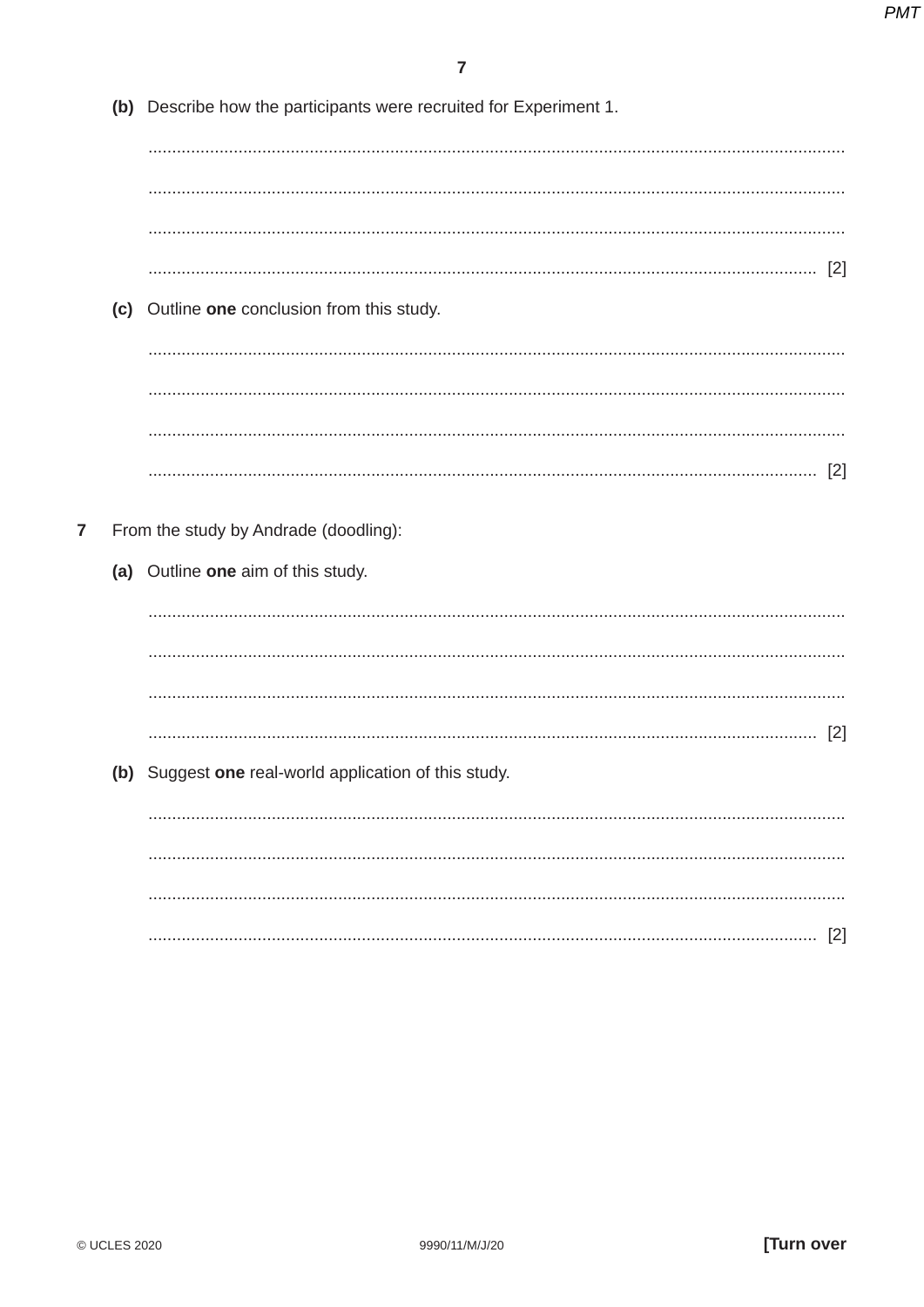**(b)** Describe how the participants were recruited for Experiment 1.

.................................................................................................................................................

.................................................................................................................................................

.................................................................................................................................................

........................................................................................................................................... [2]

**(c)** Outline **one** conclusion from this study.

.................................................................................................................................................

.................................................................................................................................................

.................................................................................................................................................

........................................................................................................................................... [2]

**7** From the study by Andrade (doodling):

**(a)** Outline **one** aim of this study.

.................................................................................................................................................

.................................................................................................................................................

.................................................................................................................................................

........................................................................................................................................... [2]

**(b)** Suggest **one** real-world application of this study.

.................................................................................................................................................

.................................................................................................................................................

.................................................................................................................................................

........................................................................................................................................... [2]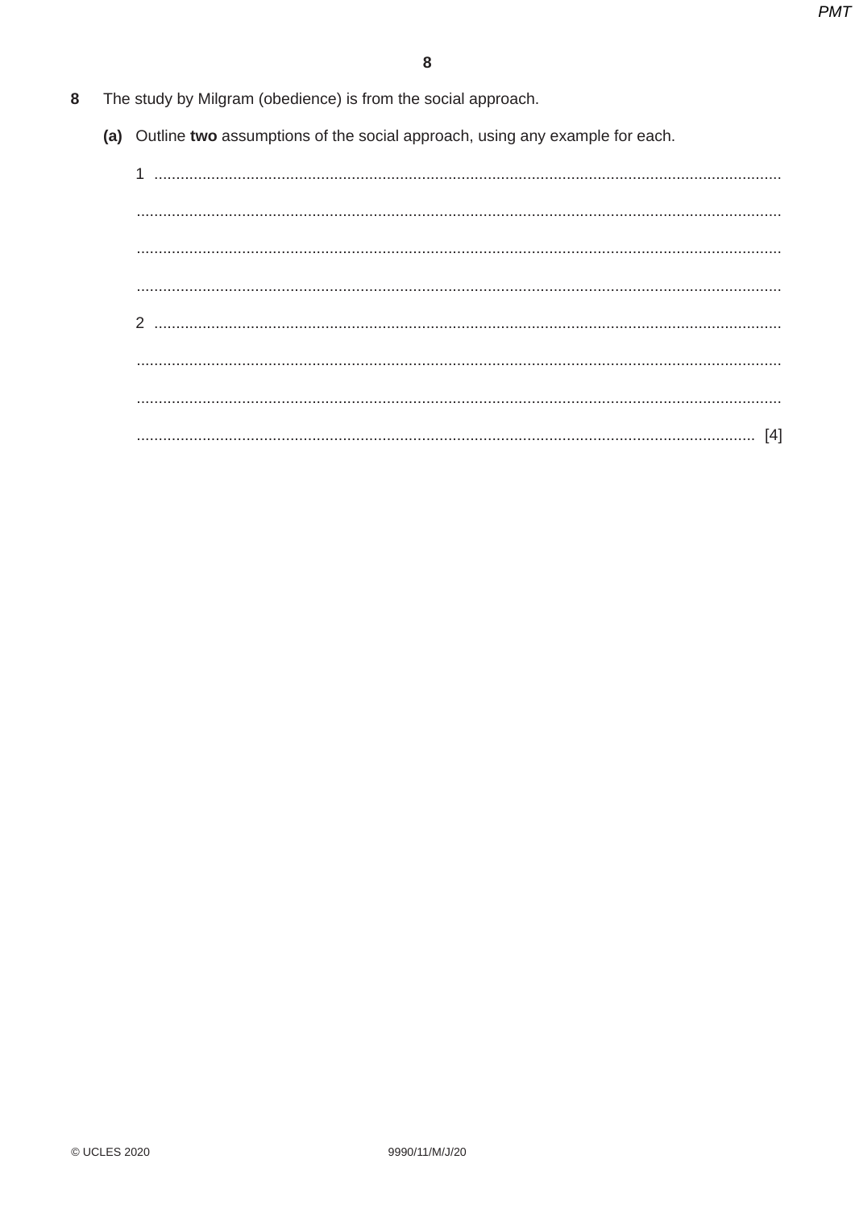8 The study by Milgram (obedience) is from the social approach.

**(a)** Outline **two** assumptions of the social approach, using any example for each.

1 ..............................................................................................................................................

..............................................................................................................................................

..............................................................................................................................................

..............................................................................................................................................

2 ..............................................................................................................................................

..............................................................................................................................................

..............................................................................................................................................

.............................................................................................................................................. [4]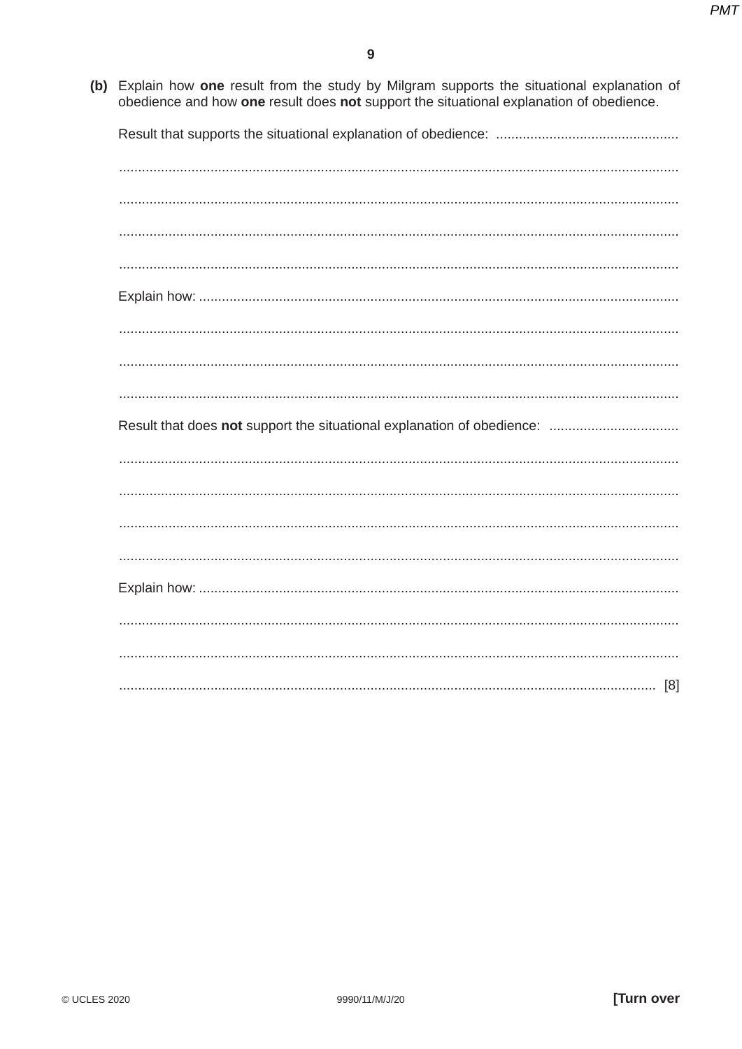**(b)** Explain how **one** result from the study by Milgram supports the situational explanation of obedience and how **one** result does **not** support the situational explanation of obedience.

Result that supports the situational explanation of obedience: ................................................

.................................................................................................................................................

.................................................................................................................................................

.................................................................................................................................................

.................................................................................................................................................

Explain how: ............................................................................................................................

.................................................................................................................................................

.................................................................................................................................................

.................................................................................................................................................

Result that does **not** support the situational explanation of obedience: ..................................

.................................................................................................................................................

.................................................................................................................................................

.................................................................................................................................................

.................................................................................................................................................

Explain how: ............................................................................................................................

.................................................................................................................................................

.................................................................................................................................................

........................................................................................................................................... [8]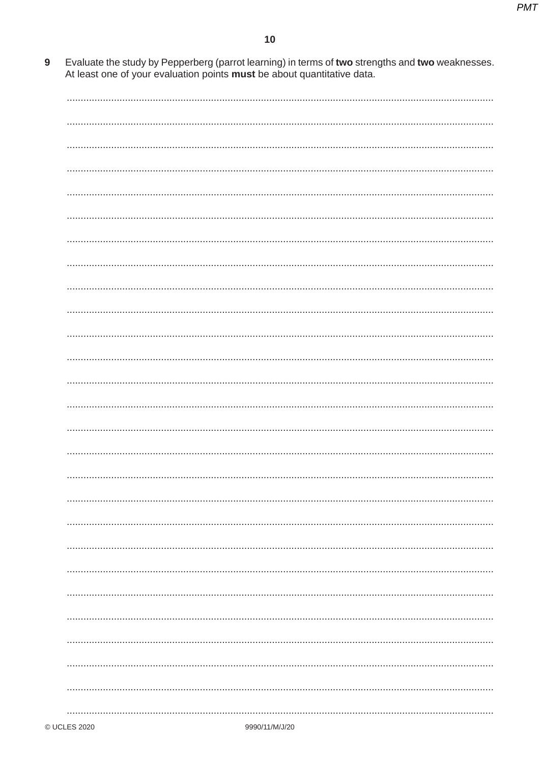**9** Evaluate the study by Pepperberg (parrot learning) in terms of **two** strengths and **two** weaknesses. At least one of your evaluation points **must** be about quantitative data.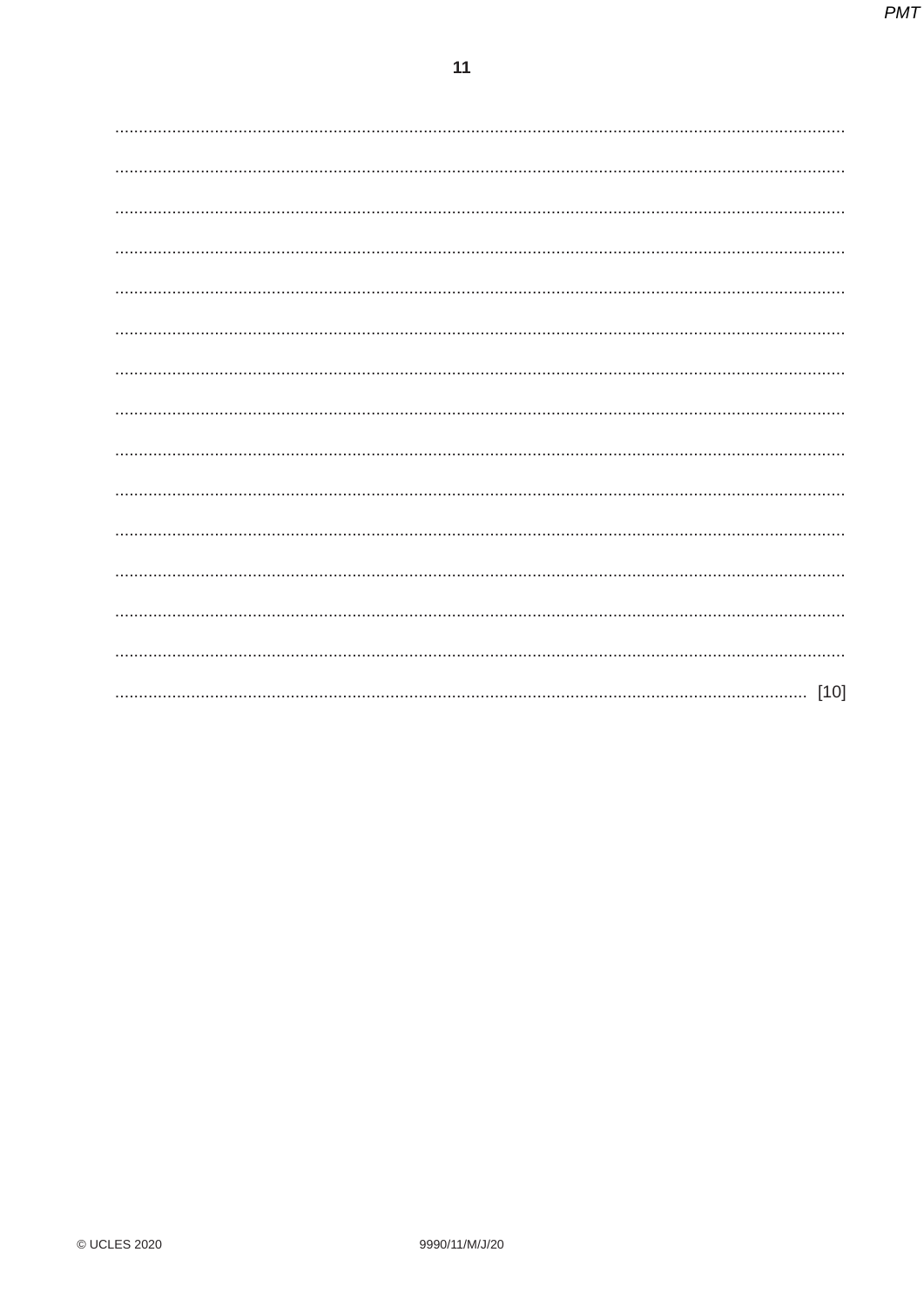[10]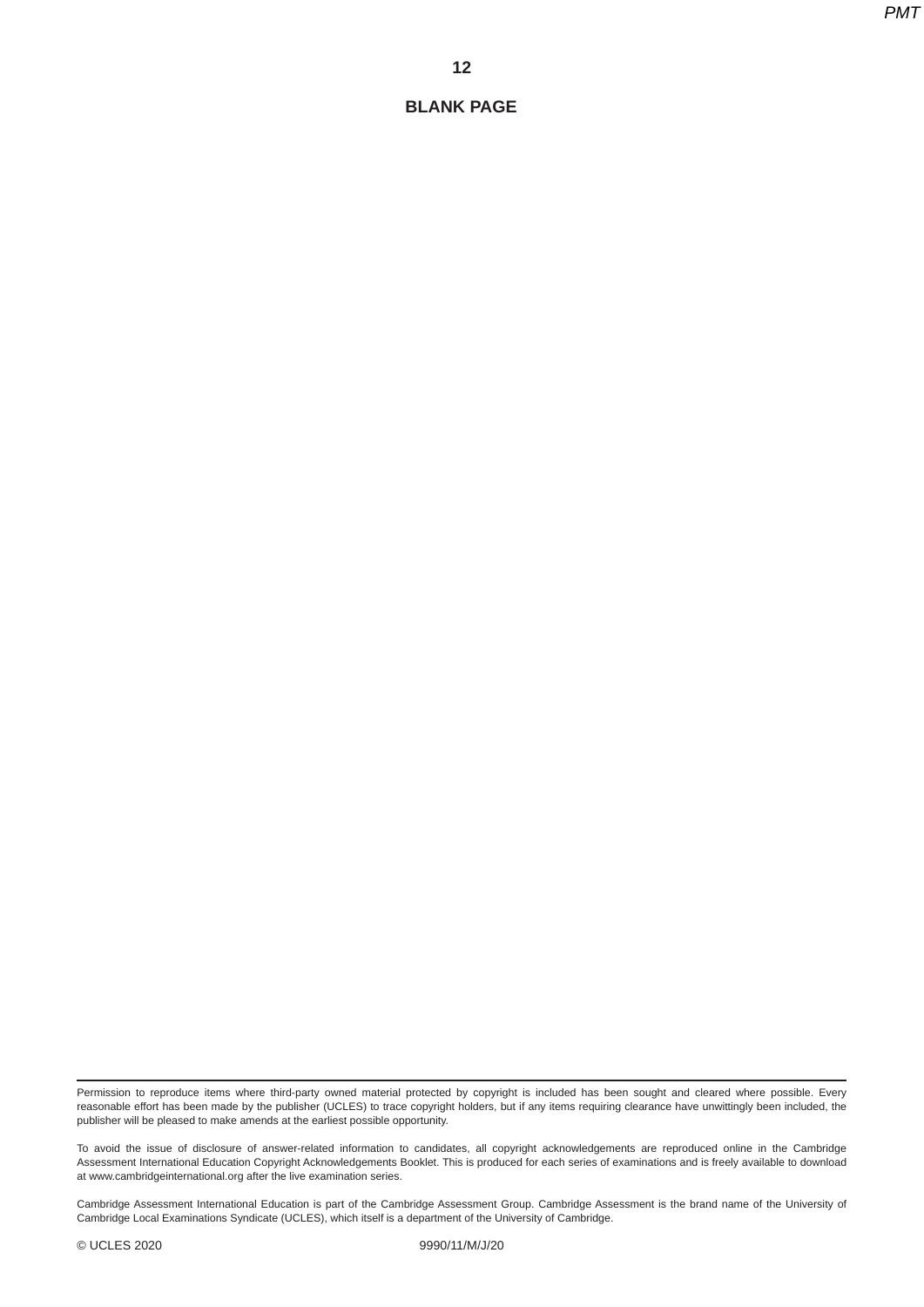**BLANK PAGE**

Permission to reproduce items where third-party owned material protected by copyright is included has been sought and cleared where possible. Every reasonable effort has been made by the publisher (UCLES) to trace copyright holders, but if any items requiring clearance have unwittingly been included, the publisher will be pleased to make amends at the earliest possible opportunity.

To avoid the issue of disclosure of answer-related information to candidates, all copyright acknowledgements are reproduced online in the Cambridge Assessment International Education Copyright Acknowledgements Booklet. This is produced for each series of examinations and is freely available to download at www.cambridgeinternational.org after the live examination series.

Cambridge Assessment International Education is part of the Cambridge Assessment Group. Cambridge Assessment is the brand name of the University of Cambridge Local Examinations Syndicate (UCLES), which itself is a department of the University of Cambridge.